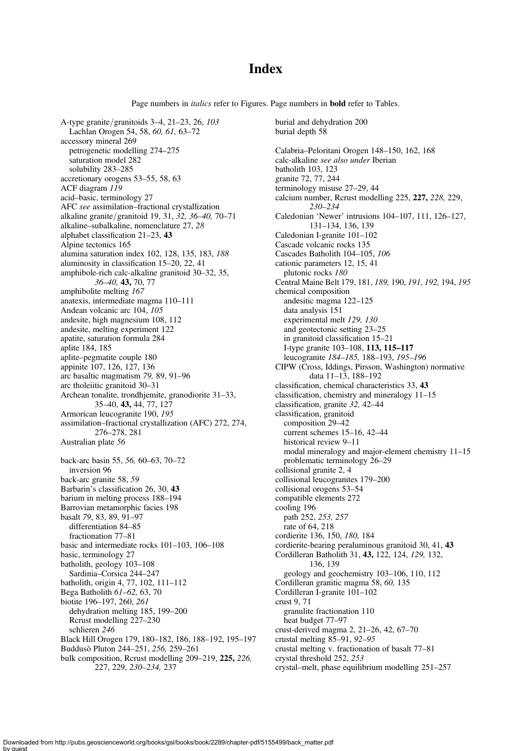# Index

Page numbers in *italics* refer to Figures. Page numbers in **bold** refer to Tables.

A-type granite/granitoids 3–4, 21–23, 26, *103*
  Lachlan Orogen 54, 58, *60, 61,* 63–72
accessory mineral 269
  petrogenetic modelling 274–275
  saturation model 282
  solubility 283–285
accretionary orogens 53–55, 58, 63
ACF diagram *119*
acid–basic, terminology 27
AFC *see* assimilation–fractional crystallization
alkaline granite/granitoid 19, 31, *32, 36–40,* 70–71
alkaline–subalkaline, nomenclature 27, *28*
alphabet classification 21–23, **43**
Alpine tectonics 165
alumina saturation index 102, 128, 135, 183, *188*
aluminosity in classification 15–20, 22, 41
amphibole-rich calc-alkaline granitoid 30–32, 35, *36–40,* **43,** 70, 77
amphibolite melting *167*
anatexis, intermediate magma 110–111
Andean volcanic arc 104, *105*
andesite, high magnesium 108, 112
andesite, melting experiment 122
apatite, saturation formula 284
aplite 184, 185
aplite–pegmatite couple 180
appinite 107, 126, 127, 136
arc basaltic magmatism *79,* 89, 91–96
arc tholeiitic granitoid 30–31
Archean tonalite, trondhjemite, granodiorite 31–33, 35–40, **43,** 44, 77, 127
Armorican leucogranite 190, *195*
assimilation–fractional crystallization (AFC) 272, 274, 276–278, 281
Australian plate *56*

back-arc basin 55, *56,* 60–63, 70–72
  inversion 96
back-arc granite 58, *59*
Barbarin's classification 26, 30, **43**
barium in melting process 188–194
Barrovian metamorphic facies 198
basalt *79,* 83, 89, 91–97
  differentiation 84–85
  fractionation 77–81
basic and intermediate rocks 101–103, 106–108
basic, terminology 27
batholith, geology 103–108
  Sardinia–Corsica 244–247
batholith, origin 4, 77, 102, 111–112
Bega Batholith *61–62,* 63, 70
biotite 196–197, 260, *261*
  dehydration melting 185, 199–200
  Rcrust modelling 227–230
  schlieren *246*
Black Hill Orogen 179, 180–182, 186, 188–192, 195–197
Buddusò Pluton 244–251, *256,* 259–261
bulk composition, Rcrust modelling 209–219, **225,** *226,* 227, 229, *230–234,* 237

burial and dehydration 200
burial depth 58

Calabria–Peloritani Orogen 148–150, 162, 168
calc-alkaline *see also under* Iberian
batholith 103, 123
granite 72, 77, 244
  terminology misuse 27–29, 44
calcium number, Rcrust modelling 225, **227,** *228,* 229, *230–234*
Caledonian 'Newer' intrusions 104–107, 111, 126–127, 131–134, 136, 139
Caledonian I-granite 101–102
Cascade volcanic rocks 135
Cascades Batholith 104–105, *106*
cationic parameters 12, 15, 41
  plutonic rocks *180*
Central Maine Belt 179, 181, *189,* 190, *191, 192,* 194, *195*
chemical composition
  andesitic magma 122–125
  data analysis 151
  experimental melt *129, 130*
  and geotectonic setting 23–25
  in granitoid classification 15–21
  I-type granite 103–108, **113, 115–117**
  leucogranite *184–185,* 188–193, *195–196*
CIPW (Cross, Iddings, Pirsson, Washington) normative data 11–13, 188–192
classification, chemical characteristics 33, **43**
classification, chemistry and mineralogy 11–15
classification, granite *32,* 42–44
classification, granitoid
  composition 29–42
  current schemes 15–16, 42–44
  historical review 9–11
  modal mineralogy and major-element chemistry 11–15
  problematic terminology 26–29
collisional granite 2, 4
collisional leucogranites 179–200
collisional orogens 53–54
compatible elements 272
cooling 196
  path 252, *253, 257*
  rate of 64, 218
cordierite 136, 150, *180,* 184
cordierite-bearing peraluminous granitoid 30, 41, **43**
Cordilleran Batholith 31, **43,** 122, 124, *129,* 132, 136, 139
  geology and geochemistry 103–106, 110, 112
Cordilleran granitic magma 58, *60,* 135
Cordilleran I-granite 101–102
crust 9, 71
  granulite fractionation 110
  heat budget 77–97
crust-derived magma 2, 21–26, 42, 67–70
crustal melting 85–91, *92–95*
crustal melting v. fractionation of basalt 77–81
crystal threshold 252, *253*
crystal–melt, phase equilibrium modelling 251–257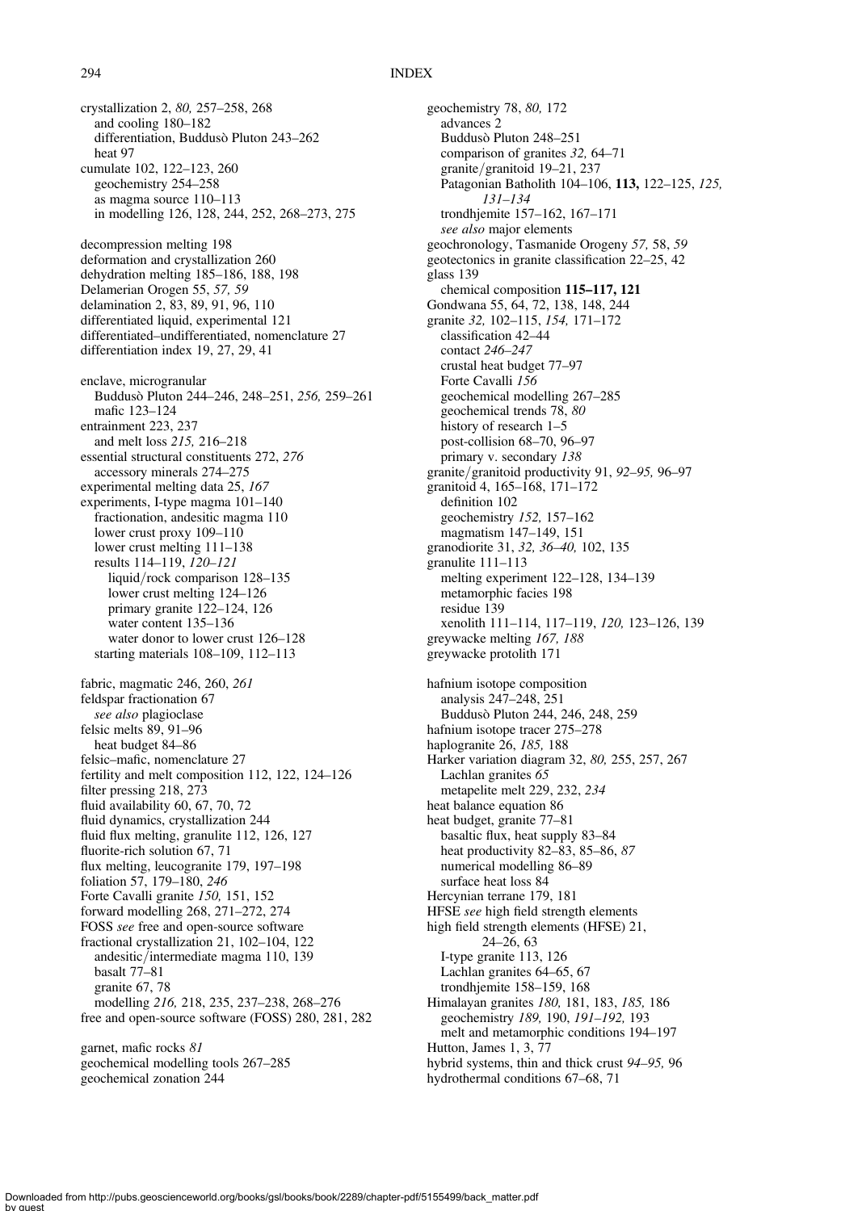crystallization 2, *80,* 257–258, 268
  and cooling 180–182
  differentiation, Buddusò Pluton 243–262
  heat 97
cumulate 102, 122–123, 260
  geochemistry 254–258
  as magma source 110–113
  in modelling 126, 128, 244, 252, 268–273, 275

decompression melting 198
deformation and crystallization 260
dehydration melting 185–186, 188, 198
Delamerian Orogen 55, *57, 59*
delamination 2, 83, 89, 91, 96, 110
differentiated liquid, experimental 121
differentiated–undifferentiated, nomenclature 27
differentiation index 19, 27, 29, 41

enclave, microgranular
  Buddusò Pluton 244–246, 248–251, *256,* 259–261
  mafic 123–124
entrainment 223, 237
  and melt loss *215,* 216–218
essential structural constituents 272, *276*
  accessory minerals 274–275
experimental melting data 25, *167*
experiments, I-type magma 101–140
  fractionation, andesitic magma 110
  lower crust proxy 109–110
  lower crust melting 111–138
  results 114–119, *120–121*
    liquid/rock comparison 128–135
    lower crust melting 124–126
    primary granite 122–124, 126
    water content 135–136
    water donor to lower crust 126–128
  starting materials 108–109, 112–113

fabric, magmatic 246, 260, *261*
feldspar fractionation 67
  *see also* plagioclase
felsic melts 89, 91–96
  heat budget 84–86
felsic–mafic, nomenclature 27
fertility and melt composition 112, 122, 124–126
filter pressing 218, 273
fluid availability 60, 67, 70, 72
fluid dynamics, crystallization 244
fluid flux melting, granulite 112, 126, 127
fluorite-rich solution 67, 71
flux melting, leucogranite 179, 197–198
foliation 57, 179–180, *246*
Forte Cavalli granite *150,* 151, 152
forward modelling 268, 271–272, 274
FOSS *see* free and open-source software
fractional crystallization 21, 102–104, 122
  andesitic/intermediate magma 110, 139
  basalt 77–81
  granite 67, 78
  modelling *216,* 218, 235, 237–238, 268–276
free and open-source software (FOSS) 280, 281, 282

garnet, mafic rocks *81*
geochemical modelling tools 267–285
geochemical zonation 244
geochemistry 78, *80,* 172
  advances 2
  Buddusò Pluton 248–251
  comparison of granites *32,* 64–71
  granite/granitoid 19–21, 237
  Patagonian Batholith 104–106, **113,** 122–125, *125, 131–134*
  trondhjemite 157–162, 167–171
  *see also* major elements
geochronology, Tasmanide Orogeny *57,* 58, *59*
geotectonics in granite classification 22–25, 42
glass 139
  chemical composition **115–117, 121**
Gondwana 55, 64, 72, 138, 148, 244
granite *32,* 102–115, *154,* 171–172
  classification 42–44
  contact *246–247*
  crustal heat budget 77–97
  Forte Cavalli *156*
  geochemical modelling 267–285
  geochemical trends 78, *80*
  history of research 1–5
  post-collision 68–70, 96–97
  primary v. secondary *138*
granite/granitoid productivity 91, *92–95,* 96–97
granitoid 4, 165–168, 171–172
  definition 102
  geochemistry *152,* 157–162
  magmatism 147–149, 151
granodiorite 31, *32, 36–40,* 102, 135
granulite 111–113
  melting experiment 122–128, 134–139
  metamorphic facies 198
  residue 139
  xenolith 111–114, 117–119, *120,* 123–126, 139
greywacke melting *167, 188*
greywacke protolith 171

hafnium isotope composition
  analysis 247–248, 251
  Buddusò Pluton 244, 246, 248, 259
hafnium isotope tracer 275–278
haplogranite 26, *185,* 188
Harker variation diagram 32, *80,* 255, 257, 267
  Lachlan granites *65*
  metapelite melt 229, 232, *234*
heat balance equation 86
heat budget, granite 77–81
  basaltic flux, heat supply 83–84
  heat productivity 82–83, 85–86, *87*
  numerical modelling 86–89
  surface heat loss 84
Hercynian terrane 179, 181
HFSE *see* high field strength elements
high field strength elements (HFSE) 21, 24–26, 63
  I-type granite 113, 126
  Lachlan granites 64–65, 67
  trondhjemite 158–159, 168
Himalayan granites *180,* 181, 183, *185,* 186
  geochemistry *189,* 190, *191–192,* 193
  melt and metamorphic conditions 194–197
Hutton, James 1, 3, 77
hybrid systems, thin and thick crust *94–95,* 96
hydrothermal conditions 67–68, 71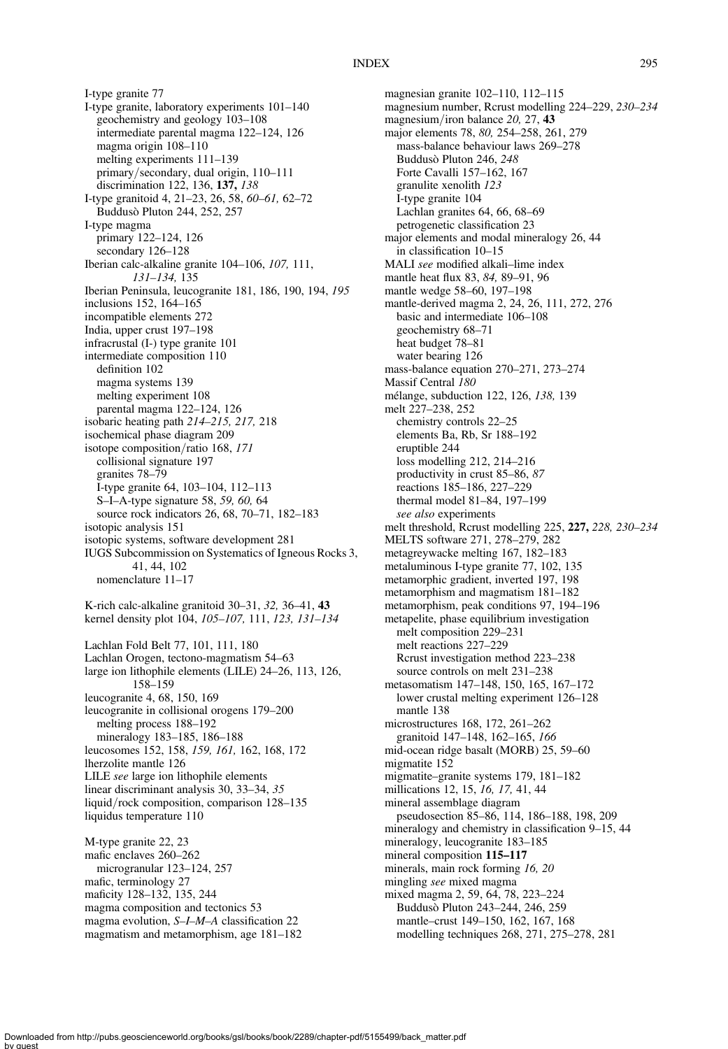I-type granite 77
I-type granite, laboratory experiments 101–140
  geochemistry and geology 103–108
  intermediate parental magma 122–124, 126
  magma origin 108–110
  melting experiments 111–139
  primary/secondary, dual origin, 110–111
  discrimination 122, 136, **137,** *138*
I-type granitoid 4, 21–23, 26, 58, *60–61,* 62–72
  Buddusò Pluton 244, 252, 257
I-type magma
  primary 122–124, 126
  secondary 126–128
Iberian calc-alkaline granite 104–106, *107,* 111, *131–134,* 135
Iberian Peninsula, leucogranite 181, 186, 190, 194, *195*
inclusions 152, 164–165
incompatible elements 272
India, upper crust 197–198
infracrustal (I-) type granite 101
intermediate composition 110
  definition 102
  magma systems 139
  melting experiment 108
  parental magma 122–124, 126
isobaric heating path *214–215, 217,* 218
isochemical phase diagram 209
isotope composition/ratio 168, *171*
  collisional signature 197
  granites 78–79
  I-type granite 64, 103–104, 112–113
  S–I–A-type signature 58, *59, 60,* 64
  source rock indicators 26, 68, 70–71, 182–183
isotopic analysis 151
isotopic systems, software development 281
IUGS Subcommission on Systematics of Igneous Rocks 3, 41, 44, 102
  nomenclature 11–17

K-rich calc-alkaline granitoid 30–31, *32,* 36–41, **43**
kernel density plot 104, *105–107,* 111, *123, 131–134*

Lachlan Fold Belt 77, 101, 111, 180
Lachlan Orogen, tectono-magmatism 54–63
large ion lithophile elements (LILE) 24–26, 113, 126, 158–159
leucogranite 4, 68, 150, 169
leucogranite in collisional orogens 179–200
  melting process 188–192
  mineralogy 183–185, 186–188
leucosomes 152, 158, *159, 161,* 162, 168, 172
lherzolite mantle 126
LILE *see* large ion lithophile elements
linear discriminant analysis 30, 33–34, *35*
liquid/rock composition, comparison 128–135
liquidus temperature 110

M-type granite 22, 23
mafic enclaves 260–262
  microgranular 123–124, 257
mafic, terminology 27
maficity 128–132, 135, 244
magma composition and tectonics 53
magma evolution, *S–I–M–A* classification 22
magmatism and metamorphism, age 181–182
magnesian granite 102–110, 112–115
magnesium number, Rcrust modelling 224–229, *230–234*
magnesium/iron balance *20,* 27, **43**
major elements 78, *80,* 254–258, 261, 279
  mass-balance behaviour laws 269–278
  Buddusò Pluton 246, *248*
  Forte Cavalli 157–162, 167
  granulite xenolith *123*
  I-type granite 104
  Lachlan granites 64, 66, 68–69
  petrogenetic classification 23
major elements and modal mineralogy 26, 44
  in classification 10–15
MALI *see* modified alkali–lime index
mantle heat flux 83, *84,* 89–91, 96
mantle wedge 58–60, 197–198
mantle-derived magma 2, 24, 26, 111, 272, 276
  basic and intermediate 106–108
  geochemistry 68–71
  heat budget 78–81
  water bearing 126
mass-balance equation 270–271, 273–274
Massif Central *180*
mélange, subduction 122, 126, *138,* 139
melt 227–238, 252
  chemistry controls 22–25
  elements Ba, Rb, Sr 188–192
  eruptible 244
  loss modelling 212, 214–216
  productivity in crust 85–86, *87*
  reactions 185–186, 227–229
  thermal model 81–84, 197–199
  *see also* experiments
melt threshold, Rcrust modelling 225, **227,** *228, 230–234*
MELTS software 271, 278–279, 282
metagreywacke melting 167, 182–183
metaluminous I-type granite 77, 102, 135
metamorphic gradient, inverted 197, 198
metamorphism and magmatism 181–182
metamorphism, peak conditions 97, 194–196
metapelite, phase equilibrium investigation
  melt composition 229–231
  melt reactions 227–229
  Rcrust investigation method 223–238
  source controls on melt 231–238
metasomatism 147–148, 150, 165, 167–172
  lower crustal melting experiment 126–128
  mantle 138
microstructures 168, 172, 261–262
  granitoid 147–148, 162–165, *166*
mid-ocean ridge basalt (MORB) 25, 59–60
migmatite 152
migmatite–granite systems 179, 181–182
millications 12, 15, *16, 17,* 41, 44
mineral assemblage diagram
  pseudosection 85–86, 114, 186–188, 198, 209
mineralogy and chemistry in classification 9–15, 44
mineralogy, leucogranite 183–185
mineral composition **115–117**
minerals, main rock forming *16, 20*
mingling *see* mixed magma
mixed magma 2, 59, 64, 78, 223–224
  Buddusò Pluton 243–244, 246, 259
  mantle–crust 149–150, 162, 167, 168
  modelling techniques 268, 271, 275–278, 281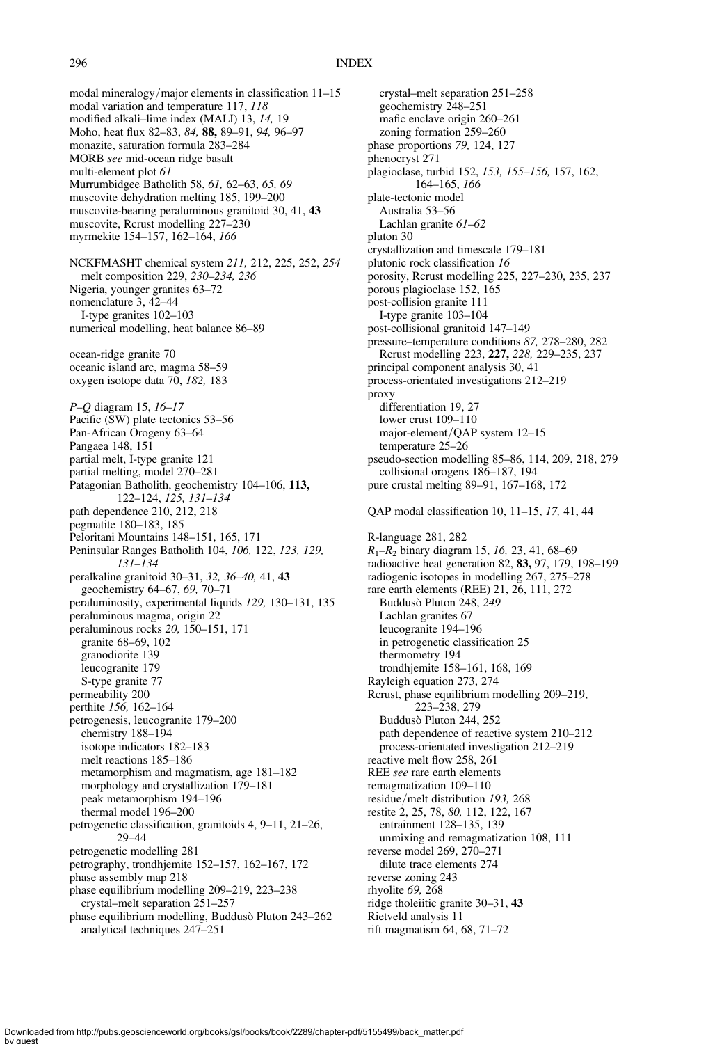modal mineralogy/major elements in classification 11–15
modal variation and temperature 117, *118*
modified alkali–lime index (MALI) 13, *14,* 19
Moho, heat flux 82–83, *84,* **88,** 89–91, *94,* 96–97
monazite, saturation formula 283–284
MORB *see* mid-ocean ridge basalt
multi-element plot *61*
Murrumbidgee Batholith 58, *61,* 62–63, *65, 69*
muscovite dehydration melting 185, 199–200
muscovite-bearing peraluminous granitoid 30, 41, **43**
muscovite, Rcrust modelling 227–230
myrmekite 154–157, 162–164, *166*

NCKFMASHT chemical system *211,* 212, 225, 252, *254*
  melt composition 229, *230–234, 236*
Nigeria, younger granites 63–72
nomenclature 3, 42–44
  I-type granites 102–103
numerical modelling, heat balance 86–89

ocean-ridge granite 70
oceanic island arc, magma 58–59
oxygen isotope data 70, *182,* 183

*P–Q* diagram 15, *16–17*
Pacific (SW) plate tectonics 53–56
Pan-African Orogeny 63–64
Pangaea 148, 151
partial melt, I-type granite 121
partial melting, model 270–281
Patagonian Batholith, geochemistry 104–106, **113,** 122–124, *125, 131–134*
path dependence 210, 212, 218
pegmatite 180–183, 185
Peloritani Mountains 148–151, 165, 171
Peninsular Ranges Batholith 104, *106,* 122, *123, 129, 131–134*
peralkaline granitoid 30–31, *32, 36–40,* 41, **43**
  geochemistry 64–67, *69,* 70–71
peraluminosity, experimental liquids *129,* 130–131, 135
peraluminous magma, origin 22
peraluminous rocks *20,* 150–151, 171
  granite 68–69, 102
  granodiorite 139
  leucogranite 179
  S-type granite 77
permeability 200
perthite *156,* 162–164
petrogenesis, leucogranite 179–200
  chemistry 188–194
  isotope indicators 182–183
  melt reactions 185–186
  metamorphism and magmatism, age 181–182
  morphology and crystallization 179–181
  peak metamorphism 194–196
  thermal model 196–200
petrogenetic classification, granitoids 4, 9–11, 21–26, 29–44
petrogenetic modelling 281
petrography, trondhjemite 152–157, 162–167, 172
phase assembly map 218
phase equilibrium modelling 209–219, 223–238
  crystal–melt separation 251–257
phase equilibrium modelling, Buddusò Pluton 243–262
  analytical techniques 247–251
  crystal–melt separation 251–258
  geochemistry 248–251
  mafic enclave origin 260–261
  zoning formation 259–260
phase proportions *79,* 124, 127
phenocryst 271
plagioclase, turbid 152, *153, 155–156,* 157, 162, 164–165, *166*
plate-tectonic model
  Australia 53–56
  Lachlan granite *61–62*
pluton 30
  crystallization and timescale 179–181
plutonic rock classification *16*
porosity, Rcrust modelling 225, 227–230, 235, 237
porous plagioclase 152, 165
post-collision granite 111
  I-type granite 103–104
post-collisional granitoid 147–149
pressure–temperature conditions *87,* 278–280, 282
  Rcrust modelling 223, **227,** *228,* 229–235, 237
principal component analysis 30, 41
process-orientated investigations 212–219
proxy
  differentiation 19, 27
  lower crust 109–110
  major-element/QAP system 12–15
  temperature 25–26
pseudo-section modelling 85–86, 114, 209, 218, 279
  collisional orogens 186–187, 194
pure crustal melting 89–91, 167–168, 172

QAP modal classification 10, 11–15, *17,* 41, 44

R-language 281, 282
$R_1$–$R_2$ binary diagram 15, *16,* 23, 41, 68–69
radioactive heat generation 82, **83,** 97, 179, 198–199
radiogenic isotopes in modelling 267, 275–278
rare earth elements (REE) 21, 26, 111, 272
  Buddusò Pluton 248, *249*
  Lachlan granites 67
  leucogranite 194–196
  in petrogenetic classification 25
  thermometry 194
  trondhjemite 158–161, 168, 169
Rayleigh equation 273, 274
Rcrust, phase equilibrium modelling 209–219, 223–238, 279
  Buddusò Pluton 244, 252
  path dependence of reactive system 210–212
  process-orientated investigation 212–219
reactive melt flow 258, 261
REE *see* rare earth elements
remagmatization 109–110
residue/melt distribution *193,* 268
restite 2, 25, 78, *80,* 112, 122, 167
  entrainment 128–135, 139
  unmixing and remagmatization 108, 111
reverse model 269, 270–271
  dilute trace elements 274
reverse zoning 243
rhyolite *69,* 268
ridge tholeiitic granite 30–31, **43**
Rietveld analysis 11
rift magmatism 64, 68, 71–72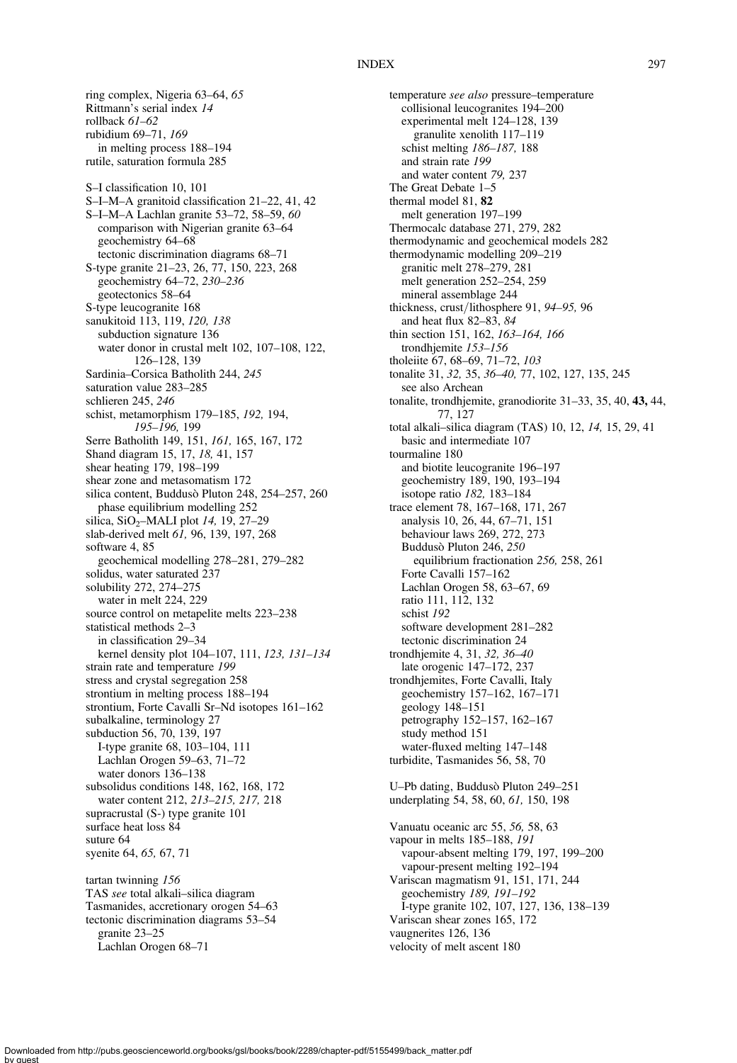ring complex, Nigeria 63–64, *65*
Rittmann's serial index *14*
rollback *61–62*
rubidium 69–71, *169*
  in melting process 188–194
rutile, saturation formula 285

S–I classification 10, 101
S–I–M–A granitoid classification 21–22, 41, 42
S–I–M–A Lachlan granite 53–72, 58–59, *60*
  comparison with Nigerian granite 63–64
  geochemistry 64–68
  tectonic discrimination diagrams 68–71
S-type granite 21–23, 26, 77, 150, 223, 268
  geochemistry 64–72, *230–236*
  geotectonics 58–64
S-type leucogranite 168
sanukitoid 113, 119, *120, 138*
  subduction signature 136
  water donor in crustal melt 102, 107–108, 122, 126–128, 139
Sardinia–Corsica Batholith 244, *245*
saturation value 283–285
schlieren 245, *246*
schist, metamorphism 179–185, *192,* 194, *195–196,* 199
Serre Batholith 149, 151, *161,* 165, 167, 172
Shand diagram 15, 17, *18,* 41, 157
shear heating 179, 198–199
shear zone and metasomatism 172
silica content, Buddusò Pluton 248, 254–257, 260
  phase equilibrium modelling 252
silica, $SiO_2$–MALI plot *14,* 19, 27–29
slab-derived melt *61,* 96, 139, 197, 268
software 4, 85
  geochemical modelling 278–281, 279–282
solidus, water saturated 237
solubility 272, 274–275
  water in melt 224, 229
source control on metapelite melts 223–238
statistical methods 2–3
  in classification 29–34
  kernel density plot 104–107, 111, *123, 131–134*
strain rate and temperature *199*
stress and crystal segregation 258
strontium in melting process 188–194
strontium, Forte Cavalli Sr–Nd isotopes 161–162
subalkaline, terminology 27
subduction 56, 70, 139, 197
  I-type granite 68, 103–104, 111
  Lachlan Orogen 59–63, 71–72
  water donors 136–138
subsolidus conditions 148, 162, 168, 172
  water content 212, *213–215, 217,* 218
supracrustal (S-) type granite 101
surface heat loss 84
suture 64
syenite 64, *65,* 67, 71

tartan twinning *156*
TAS *see* total alkali–silica diagram
Tasmanides, accretionary orogen 54–63
tectonic discrimination diagrams 53–54
  granite 23–25
  Lachlan Orogen 68–71
temperature *see also* pressure–temperature
  collisional leucogranites 194–200
  experimental melt 124–128, 139
    granulite xenolith 117–119
  schist melting *186–187,* 188
  and strain rate *199*
  and water content *79,* 237
The Great Debate 1–5
thermal model 81, **82**
  melt generation 197–199
Thermocalc database 271, 279, 282
thermodynamic and geochemical models 282
thermodynamic modelling 209–219
  granitic melt 278–279, 281
  melt generation 252–254, 259
  mineral assemblage 244
thickness, crust/lithosphere 91, *94–95,* 96
  and heat flux 82–83, *84*
thin section 151, 162, *163–164, 166*
  trondhjemite *153–156*
tholeiite 67, 68–69, 71–72, *103*
tonalite 31, *32,* 35, *36–40,* 77, 102, 127, 135, 245
  see also Archean
tonalite, trondhjemite, granodiorite 31–33, 35, 40, **43,** 44, 77, 127
total alkali–silica diagram (TAS) 10, 12, *14,* 15, 29, 41
  basic and intermediate 107
tourmaline 180
  and biotite leucogranite 196–197
  geochemistry 189, 190, 193–194
  isotope ratio *182,* 183–184
trace element 78, 167–168, 171, 267
  analysis 10, 26, 44, 67–71, 151
  behaviour laws 269, 272, 273
  Buddusò Pluton 246, *250*
    equilibrium fractionation *256,* 258, 261
  Forte Cavalli 157–162
  Lachlan Orogen 58, 63–67, 69
  ratio 111, 112, 132
  schist *192*
  software development 281–282
  tectonic discrimination 24
trondhjemite 4, 31, *32, 36–40*
  late orogenic 147–172, 237
trondhjemites, Forte Cavalli, Italy
  geochemistry 157–162, 167–171
  geology 148–151
  petrography 152–157, 162–167
  study method 151
  water-fluxed melting 147–148
turbidite, Tasmanides 56, 58, 70

U–Pb dating, Buddusò Pluton 249–251
underplating 54, 58, 60, *61,* 150, 198

Vanuatu oceanic arc 55, *56,* 58, 63
vapour in melts 185–188, *191*
  vapour-absent melting 179, 197, 199–200
  vapour-present melting 192–194
Variscan magmatism 91, 151, 171, 244
  geochemistry *189, 191–192*
  I-type granite 102, 107, 127, 136, 138–139
Variscan shear zones 165, 172
vaugnerites 126, 136
velocity of melt ascent 180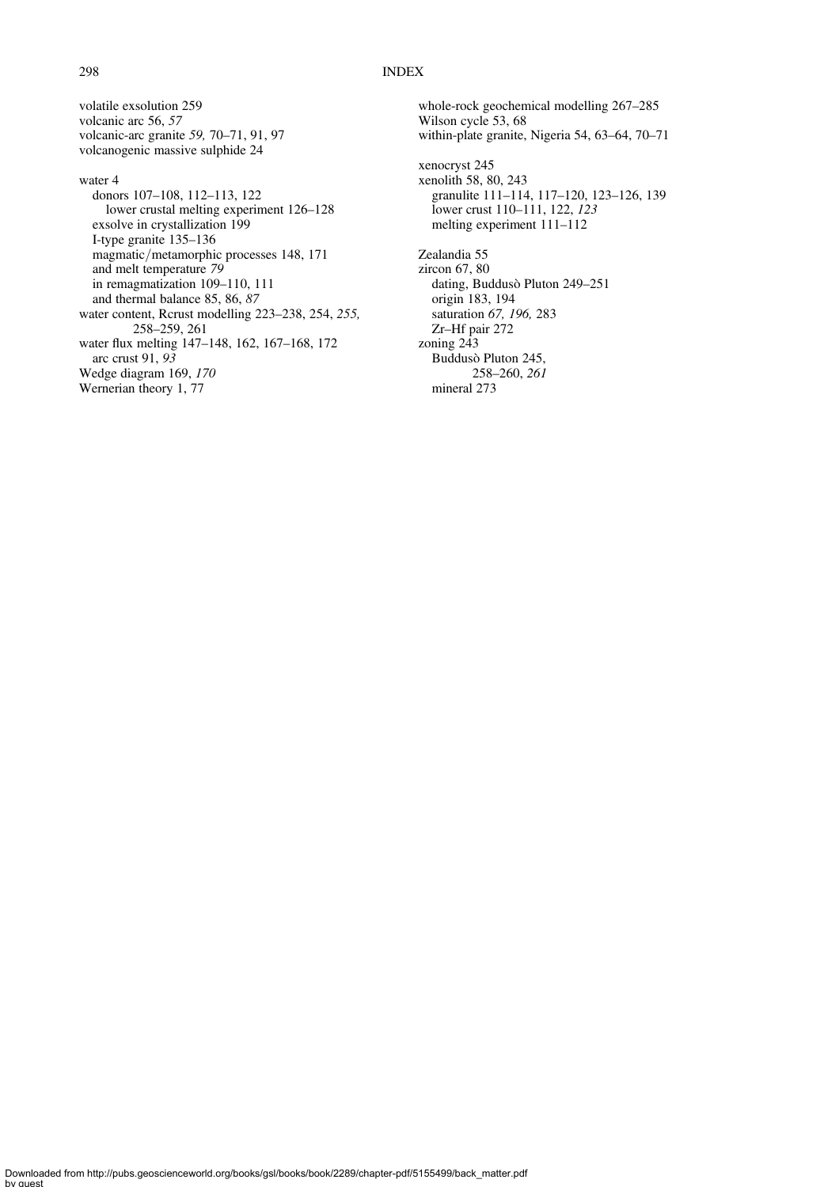volatile exsolution 259
volcanic arc 56, *57*
volcanic-arc granite *59,* 70–71, 91, 97
volcanogenic massive sulphide 24

water 4
  donors 107–108, 112–113, 122
    lower crustal melting experiment 126–128
  exsolve in crystallization 199
  I-type granite 135–136
  magmatic/metamorphic processes 148, 171
  and melt temperature *79*
  in remagmatization 109–110, 111
  and thermal balance 85, 86, *87*
water content, Rcrust modelling 223–238, 254, *255,* 258–259, 261
water flux melting 147–148, 162, 167–168, 172
  arc crust 91, *93*
Wedge diagram 169, *170*
Wernerian theory 1, 77

whole-rock geochemical modelling 267–285
Wilson cycle 53, 68
within-plate granite, Nigeria 54, 63–64, 70–71

xenocryst 245
xenolith 58, 80, 243
  granulite 111–114, 117–120, 123–126, 139
  lower crust 110–111, 122, *123*
  melting experiment 111–112

Zealandia 55
zircon 67, 80
  dating, Buddusò Pluton 249–251
  origin 183, 194
  saturation *67, 196,* 283
  Zr–Hf pair 272
zoning 243
  Buddusò Pluton 245, 258–260, *261*
  mineral 273